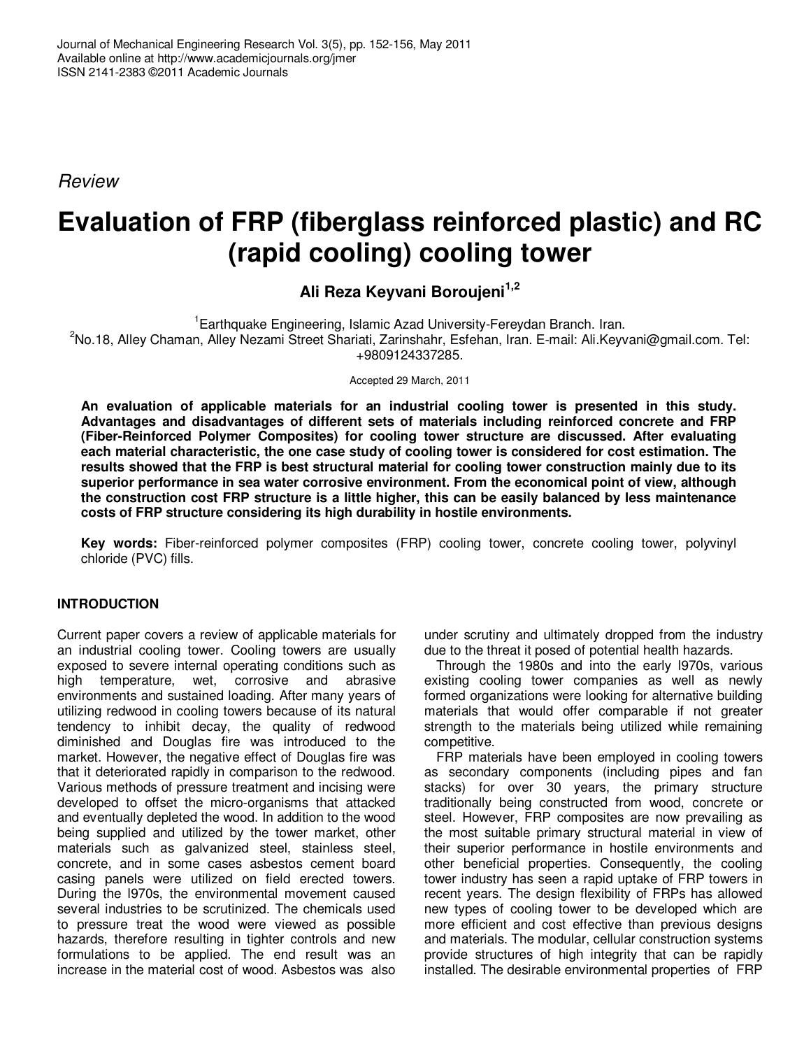Journal of Mechanical Engineering Research Vol. 3(5), pp. 152-156, May 2011
Available online at http://www.academicjournals.org/jmer
ISSN 2141-2383 ©2011 Academic Journals

*Review*

# Evaluation of FRP (fiberglass reinforced plastic) and RC (rapid cooling) cooling tower

**Ali Reza Keyvani Boroujeni[1,2]**

[1]Earthquake Engineering, Islamic Azad University-Fereydan Branch. Iran.
[2]No.18, Alley Chaman, Alley Nezami Street Shariati, Zarinshahr, Esfehan, Iran. E-mail: Ali.Keyvani@gmail.com. Tel: +9809124337285.

Accepted 29 March, 2011

**An evaluation of applicable materials for an industrial cooling tower is presented in this study. Advantages and disadvantages of different sets of materials including reinforced concrete and FRP (Fiber-Reinforced Polymer Composites) for cooling tower structure are discussed. After evaluating each material characteristic, the one case study of cooling tower is considered for cost estimation. The results showed that the FRP is best structural material for cooling tower construction mainly due to its superior performance in sea water corrosive environment. From the economical point of view, although the construction cost FRP structure is a little higher, this can be easily balanced by less maintenance costs of FRP structure considering its high durability in hostile environments.**

**Key words:** Fiber-reinforced polymer composites (FRP) cooling tower, concrete cooling tower, polyvinyl chloride (PVC) fills.

## INTRODUCTION

Current paper covers a review of applicable materials for an industrial cooling tower. Cooling towers are usually exposed to severe internal operating conditions such as high temperature, wet, corrosive and abrasive environments and sustained loading. After many years of utilizing redwood in cooling towers because of its natural tendency to inhibit decay, the quality of redwood diminished and Douglas fire was introduced to the market. However, the negative effect of Douglas fire was that it deteriorated rapidly in comparison to the redwood. Various methods of pressure treatment and incising were developed to offset the micro-organisms that attacked and eventually depleted the wood. In addition to the wood being supplied and utilized by the tower market, other materials such as galvanized steel, stainless steel, concrete, and in some cases asbestos cement board casing panels were utilized on field erected towers. During the l970s, the environmental movement caused several industries to be scrutinized. The chemicals used to pressure treat the wood were viewed as possible hazards, therefore resulting in tighter controls and new formulations to be applied. The end result was an increase in the material cost of wood. Asbestos was also under scrutiny and ultimately dropped from the industry due to the threat it posed of potential health hazards.

Through the 1980s and into the early l970s, various existing cooling tower companies as well as newly formed organizations were looking for alternative building materials that would offer comparable if not greater strength to the materials being utilized while remaining competitive.

FRP materials have been employed in cooling towers as secondary components (including pipes and fan stacks) for over 30 years, the primary structure traditionally being constructed from wood, concrete or steel. However, FRP composites are now prevailing as the most suitable primary structural material in view of their superior performance in hostile environments and other beneficial properties. Consequently, the cooling tower industry has seen a rapid uptake of FRP towers in recent years. The design flexibility of FRPs has allowed new types of cooling tower to be developed which are more efficient and cost effective than previous designs and materials. The modular, cellular construction systems provide structures of high integrity that can be rapidly installed. The desirable environmental properties of FRP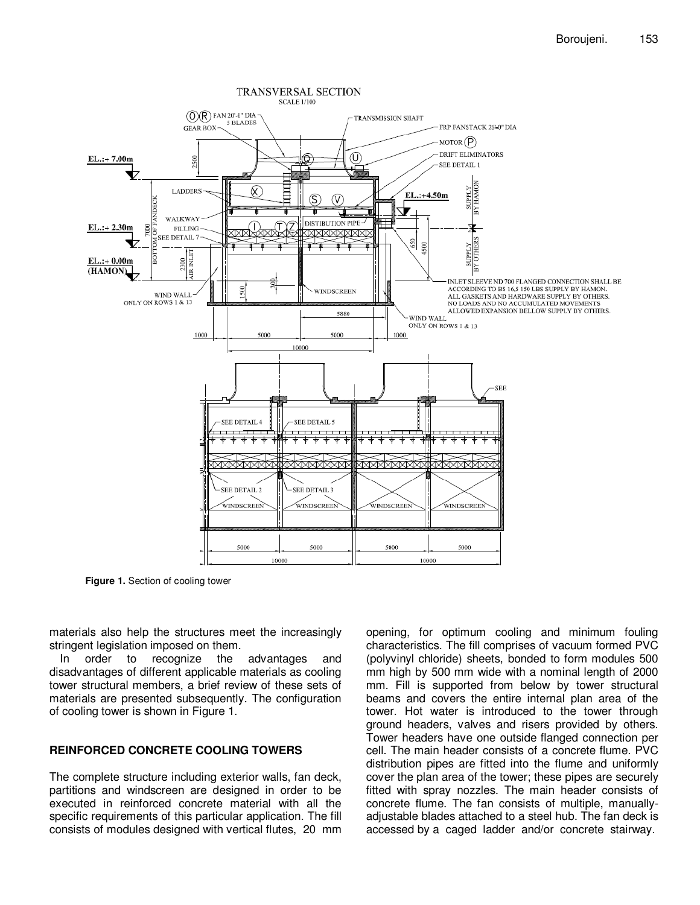**Figure 1.** Section of cooling tower

materials also help the structures meet the increasingly stringent legislation imposed on them.

In order to recognize the advantages and disadvantages of different applicable materials as cooling tower structural members, a brief review of these sets of materials are presented subsequently. The configuration of cooling tower is shown in Figure 1.

## REINFORCED CONCRETE COOLING TOWERS

The complete structure including exterior walls, fan deck, partitions and windscreen are designed in order to be executed in reinforced concrete material with all the specific requirements of this particular application. The fill consists of modules designed with vertical flutes, 20 mm opening, for optimum cooling and minimum fouling characteristics. The fill comprises of vacuum formed PVC (polyvinyl chloride) sheets, bonded to form modules 500 mm high by 500 mm wide with a nominal length of 2000 mm. Fill is supported from below by tower structural beams and covers the entire internal plan area of the tower. Hot water is introduced to the tower through ground headers, valves and risers provided by others. Tower headers have one outside flanged connection per cell. The main header consists of a concrete flume. PVC distribution pipes are fitted into the flume and uniformly cover the plan area of the tower; these pipes are securely fitted with spray nozzles. The main header consists of concrete flume. The fan consists of multiple, manually-adjustable blades attached to a steel hub. The fan deck is accessed by a caged ladder and/or concrete stairway.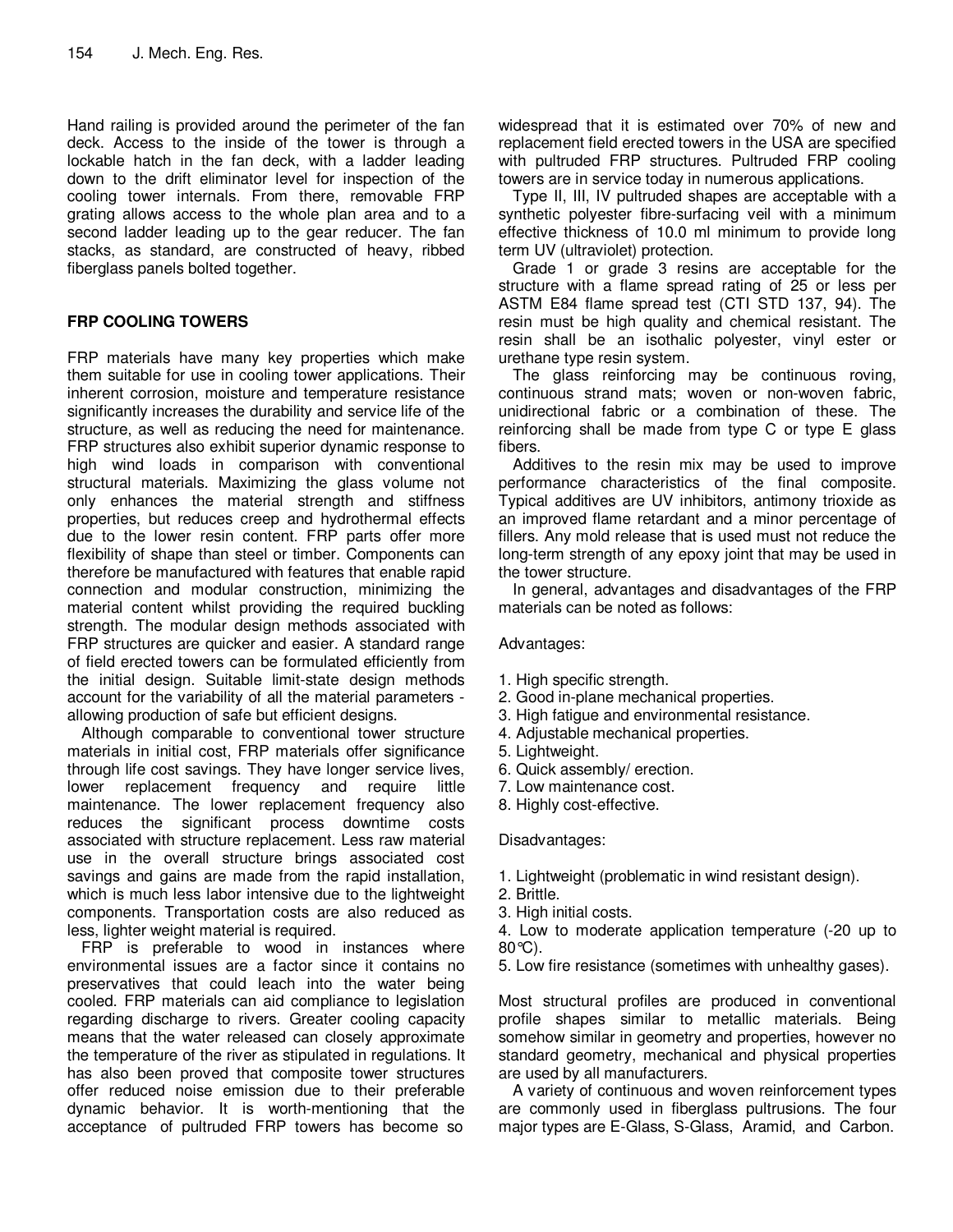Hand railing is provided around the perimeter of the fan deck. Access to the inside of the tower is through a lockable hatch in the fan deck, with a ladder leading down to the drift eliminator level for inspection of the cooling tower internals. From there, removable FRP grating allows access to the whole plan area and to a second ladder leading up to the gear reducer. The fan stacks, as standard, are constructed of heavy, ribbed fiberglass panels bolted together.

## FRP COOLING TOWERS

FRP materials have many key properties which make them suitable for use in cooling tower applications. Their inherent corrosion, moisture and temperature resistance significantly increases the durability and service life of the structure, as well as reducing the need for maintenance. FRP structures also exhibit superior dynamic response to high wind loads in comparison with conventional structural materials. Maximizing the glass volume not only enhances the material strength and stiffness properties, but reduces creep and hydrothermal effects due to the lower resin content. FRP parts offer more flexibility of shape than steel or timber. Components can therefore be manufactured with features that enable rapid connection and modular construction, minimizing the material content whilst providing the required buckling strength. The modular design methods associated with FRP structures are quicker and easier. A standard range of field erected towers can be formulated efficiently from the initial design. Suitable limit-state design methods account for the variability of all the material parameters - allowing production of safe but efficient designs.

Although comparable to conventional tower structure materials in initial cost, FRP materials offer significance through life cost savings. They have longer service lives, lower replacement frequency and require little maintenance. The lower replacement frequency also reduces the significant process downtime costs associated with structure replacement. Less raw material use in the overall structure brings associated cost savings and gains are made from the rapid installation, which is much less labor intensive due to the lightweight components. Transportation costs are also reduced as less, lighter weight material is required.

FRP is preferable to wood in instances where environmental issues are a factor since it contains no preservatives that could leach into the water being cooled. FRP materials can aid compliance to legislation regarding discharge to rivers. Greater cooling capacity means that the water released can closely approximate the temperature of the river as stipulated in regulations. It has also been proved that composite tower structures offer reduced noise emission due to their preferable dynamic behavior. It is worth-mentioning that the acceptance of pultruded FRP towers has become so widespread that it is estimated over 70% of new and replacement field erected towers in the USA are specified with pultruded FRP structures. Pultruded FRP cooling towers are in service today in numerous applications.

Type II, III, IV pultruded shapes are acceptable with a synthetic polyester fibre-surfacing veil with a minimum effective thickness of 10.0 ml minimum to provide long term UV (ultraviolet) protection.

Grade 1 or grade 3 resins are acceptable for the structure with a flame spread rating of 25 or less per ASTM E84 flame spread test (CTI STD 137, 94). The resin must be high quality and chemical resistant. The resin shall be an isothalic polyester, vinyl ester or urethane type resin system.

The glass reinforcing may be continuous roving, continuous strand mats; woven or non-woven fabric, unidirectional fabric or a combination of these. The reinforcing shall be made from type C or type E glass fibers.

Additives to the resin mix may be used to improve performance characteristics of the final composite. Typical additives are UV inhibitors, antimony trioxide as an improved flame retardant and a minor percentage of fillers. Any mold release that is used must not reduce the long-term strength of any epoxy joint that may be used in the tower structure.

In general, advantages and disadvantages of the FRP materials can be noted as follows:

Advantages:

1. High specific strength.
2. Good in-plane mechanical properties.
3. High fatigue and environmental resistance.
4. Adjustable mechanical properties.
5. Lightweight.
6. Quick assembly/ erection.
7. Low maintenance cost.
8. Highly cost-effective.

Disadvantages:

1. Lightweight (problematic in wind resistant design).
2. Brittle.
3. High initial costs.
4. Low to moderate application temperature (-20 up to 80°C).
5. Low fire resistance (sometimes with unhealthy gases).

Most structural profiles are produced in conventional profile shapes similar to metallic materials. Being somehow similar in geometry and properties, however no standard geometry, mechanical and physical properties are used by all manufacturers.

A variety of continuous and woven reinforcement types are commonly used in fiberglass pultrusions. The four major types are E-Glass, S-Glass, Aramid, and Carbon.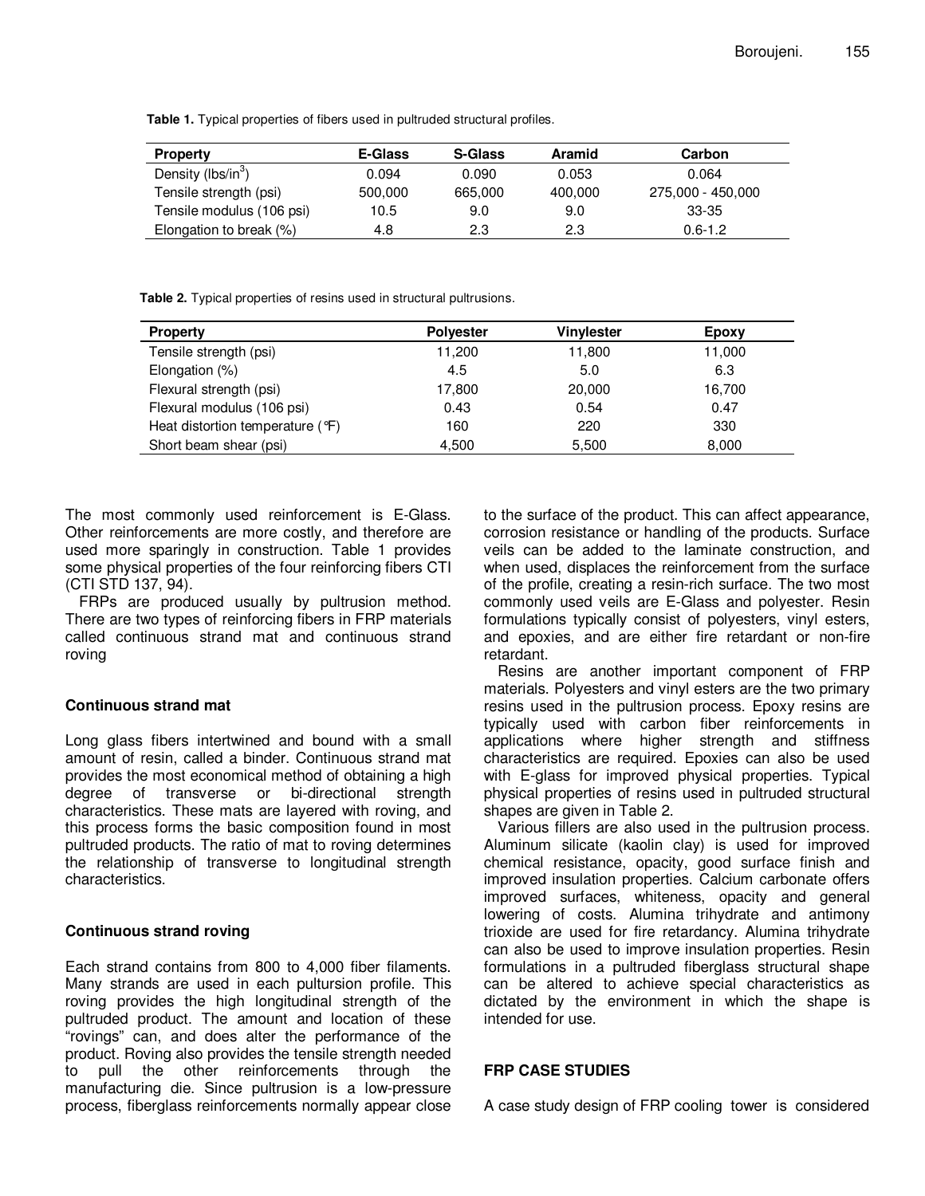**Table 1.** Typical properties of fibers used in pultruded structural profiles.

| Property | E-Glass | S-Glass | Aramid | Carbon |
|---|---|---|---|---|
| Density (lbs/in$^3$) | 0.094 | 0.090 | 0.053 | 0.064 |
| Tensile strength (psi) | 500,000 | 665,000 | 400,000 | 275,000 - 450,000 |
| Tensile modulus (106 psi) | 10.5 | 9.0 | 9.0 | 33-35 |
| Elongation to break (%) | 4.8 | 2.3 | 2.3 | 0.6-1.2 |

**Table 2.** Typical properties of resins used in structural pultrusions.

| Property | Polyester | Vinylester | Epoxy |
|---|---|---|---|
| Tensile strength (psi) | 11,200 | 11,800 | 11,000 |
| Elongation (%) | 4.5 | 5.0 | 6.3 |
| Flexural strength (psi) | 17,800 | 20,000 | 16,700 |
| Flexural modulus (106 psi) | 0.43 | 0.54 | 0.47 |
| Heat distortion temperature (°F) | 160 | 220 | 330 |
| Short beam shear (psi) | 4,500 | 5,500 | 8,000 |

The most commonly used reinforcement is E-Glass. Other reinforcements are more costly, and therefore are used more sparingly in construction. Table 1 provides some physical properties of the four reinforcing fibers CTI (CTI STD 137, 94).

FRPs are produced usually by pultrusion method. There are two types of reinforcing fibers in FRP materials called continuous strand mat and continuous strand roving

### Continuous strand mat

Long glass fibers intertwined and bound with a small amount of resin, called a binder. Continuous strand mat provides the most economical method of obtaining a high degree of transverse or bi-directional strength characteristics. These mats are layered with roving, and this process forms the basic composition found in most pultruded products. The ratio of mat to roving determines the relationship of transverse to longitudinal strength characteristics.

### Continuous strand roving

Each strand contains from 800 to 4,000 fiber filaments. Many strands are used in each pultursion profile. This roving provides the high longitudinal strength of the pultruded product. The amount and location of these "rovings" can, and does alter the performance of the product. Roving also provides the tensile strength needed to pull the other reinforcements through the manufacturing die. Since pultrusion is a low-pressure process, fiberglass reinforcements normally appear close to the surface of the product. This can affect appearance, corrosion resistance or handling of the products. Surface veils can be added to the laminate construction, and when used, displaces the reinforcement from the surface of the profile, creating a resin-rich surface. The two most commonly used veils are E-Glass and polyester. Resin formulations typically consist of polyesters, vinyl esters, and epoxies, and are either fire retardant or non-fire retardant.

Resins are another important component of FRP materials. Polyesters and vinyl esters are the two primary resins used in the pultrusion process. Epoxy resins are typically used with carbon fiber reinforcements in applications where higher strength and stiffness characteristics are required. Epoxies can also be used with E-glass for improved physical properties. Typical physical properties of resins used in pultruded structural shapes are given in Table 2.

Various fillers are also used in the pultrusion process. Aluminum silicate (kaolin clay) is used for improved chemical resistance, opacity, good surface finish and improved insulation properties. Calcium carbonate offers improved surfaces, whiteness, opacity and general lowering of costs. Alumina trihydrate and antimony trioxide are used for fire retardancy. Alumina trihydrate can also be used to improve insulation properties. Resin formulations in a pultruded fiberglass structural shape can be altered to achieve special characteristics as dictated by the environment in which the shape is intended for use.

## FRP CASE STUDIES

A case study design of FRP cooling tower is considered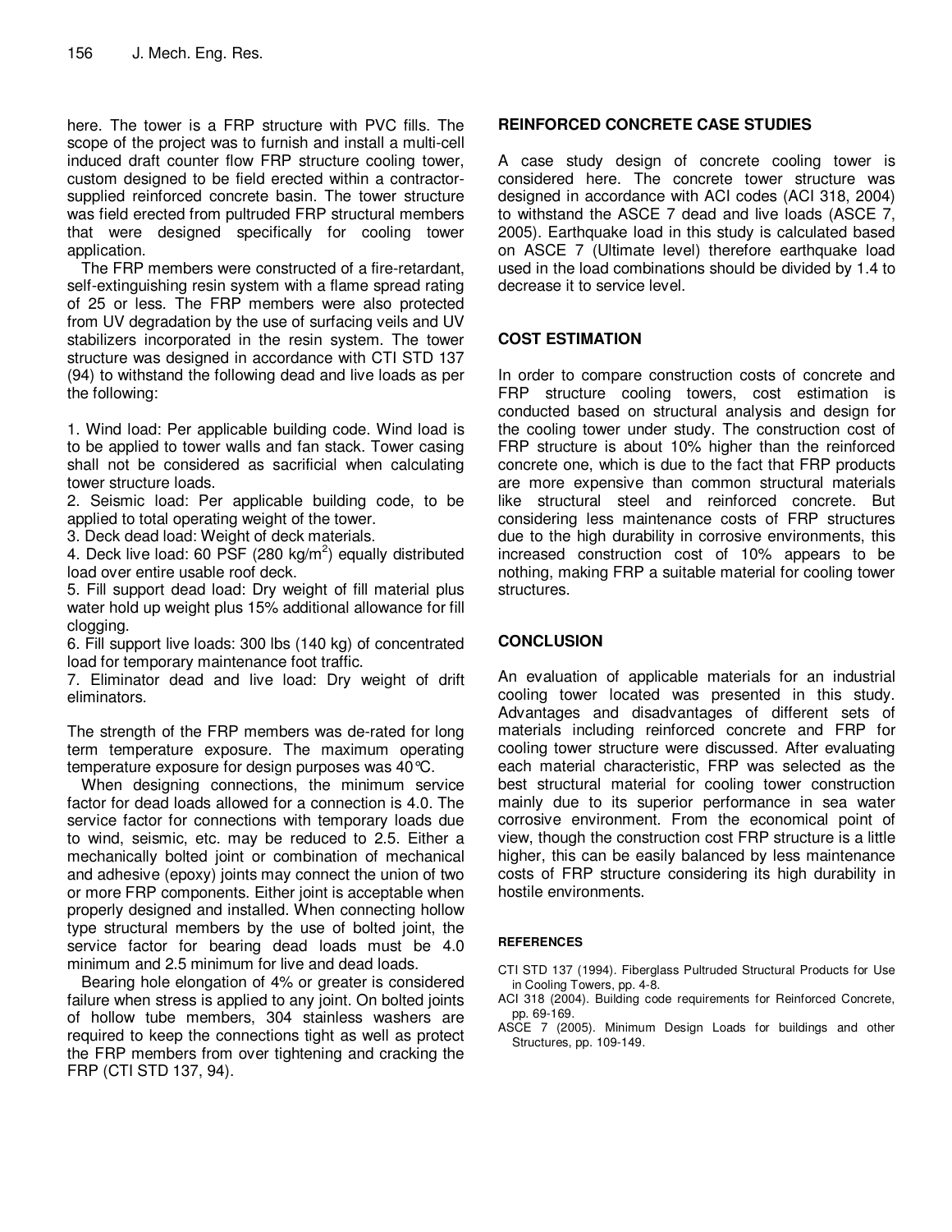here. The tower is a FRP structure with PVC fills. The scope of the project was to furnish and install a multi-cell induced draft counter flow FRP structure cooling tower, custom designed to be field erected within a contractor-supplied reinforced concrete basin. The tower structure was field erected from pultruded FRP structural members that were designed specifically for cooling tower application.

The FRP members were constructed of a fire-retardant, self-extinguishing resin system with a flame spread rating of 25 or less. The FRP members were also protected from UV degradation by the use of surfacing veils and UV stabilizers incorporated in the resin system. The tower structure was designed in accordance with CTI STD 137 (94) to withstand the following dead and live loads as per the following:

1. Wind load: Per applicable building code. Wind load is to be applied to tower walls and fan stack. Tower casing shall not be considered as sacrificial when calculating tower structure loads.
2. Seismic load: Per applicable building code, to be applied to total operating weight of the tower.
3. Deck dead load: Weight of deck materials.
4. Deck live load: 60 PSF (280 kg/m$^2$) equally distributed load over entire usable roof deck.
5. Fill support dead load: Dry weight of fill material plus water hold up weight plus 15% additional allowance for fill clogging.
6. Fill support live loads: 300 lbs (140 kg) of concentrated load for temporary maintenance foot traffic.
7. Eliminator dead and live load: Dry weight of drift eliminators.

The strength of the FRP members was de-rated for long term temperature exposure. The maximum operating temperature exposure for design purposes was 40°C.

When designing connections, the minimum service factor for dead loads allowed for a connection is 4.0. The service factor for connections with temporary loads due to wind, seismic, etc. may be reduced to 2.5. Either a mechanically bolted joint or combination of mechanical and adhesive (epoxy) joints may connect the union of two or more FRP components. Either joint is acceptable when properly designed and installed. When connecting hollow type structural members by the use of bolted joint, the service factor for bearing dead loads must be 4.0 minimum and 2.5 minimum for live and dead loads.

Bearing hole elongation of 4% or greater is considered failure when stress is applied to any joint. On bolted joints of hollow tube members, 304 stainless washers are required to keep the connections tight as well as protect the FRP members from over tightening and cracking the FRP (CTI STD 137, 94).

## REINFORCED CONCRETE CASE STUDIES

A case study design of concrete cooling tower is considered here. The concrete tower structure was designed in accordance with ACI codes (ACI 318, 2004) to withstand the ASCE 7 dead and live loads (ASCE 7, 2005). Earthquake load in this study is calculated based on ASCE 7 (Ultimate level) therefore earthquake load used in the load combinations should be divided by 1.4 to decrease it to service level.

## COST ESTIMATION

In order to compare construction costs of concrete and FRP structure cooling towers, cost estimation is conducted based on structural analysis and design for the cooling tower under study. The construction cost of FRP structure is about 10% higher than the reinforced concrete one, which is due to the fact that FRP products are more expensive than common structural materials like structural steel and reinforced concrete. But considering less maintenance costs of FRP structures due to the high durability in corrosive environments, this increased construction cost of 10% appears to be nothing, making FRP a suitable material for cooling tower structures.

## CONCLUSION

An evaluation of applicable materials for an industrial cooling tower located was presented in this study. Advantages and disadvantages of different sets of materials including reinforced concrete and FRP for cooling tower structure were discussed. After evaluating each material characteristic, FRP was selected as the best structural material for cooling tower construction mainly due to its superior performance in sea water corrosive environment. From the economical point of view, though the construction cost FRP structure is a little higher, this can be easily balanced by less maintenance costs of FRP structure considering its high durability in hostile environments.

## REFERENCES

CTI STD 137 (1994). Fiberglass Pultruded Structural Products for Use in Cooling Towers, pp. 4-8.

ACI 318 (2004). Building code requirements for Reinforced Concrete, pp. 69-169.

ASCE 7 (2005). Minimum Design Loads for buildings and other Structures, pp. 109-149.